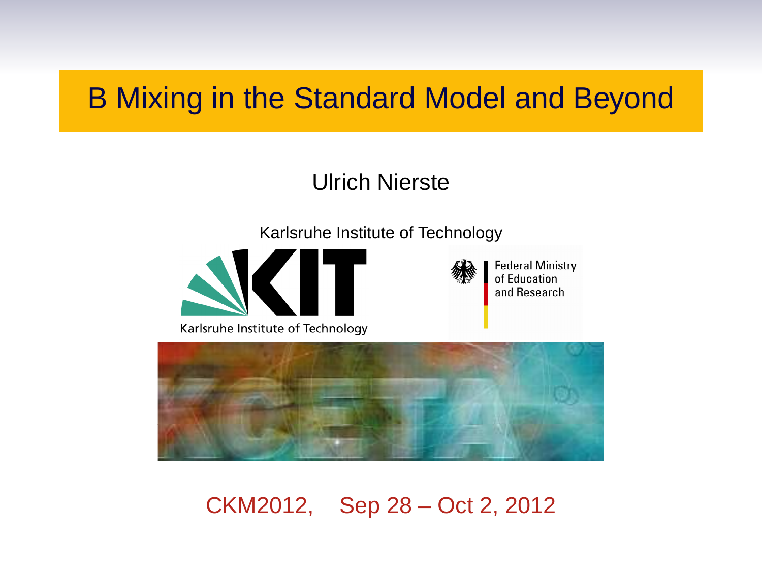# B Mixing in the Standard Model and Beyond

Ulrich Nierste

Karlsruhe Institute of Technology

CKM2012, Sep 28 – Oct 2, 2012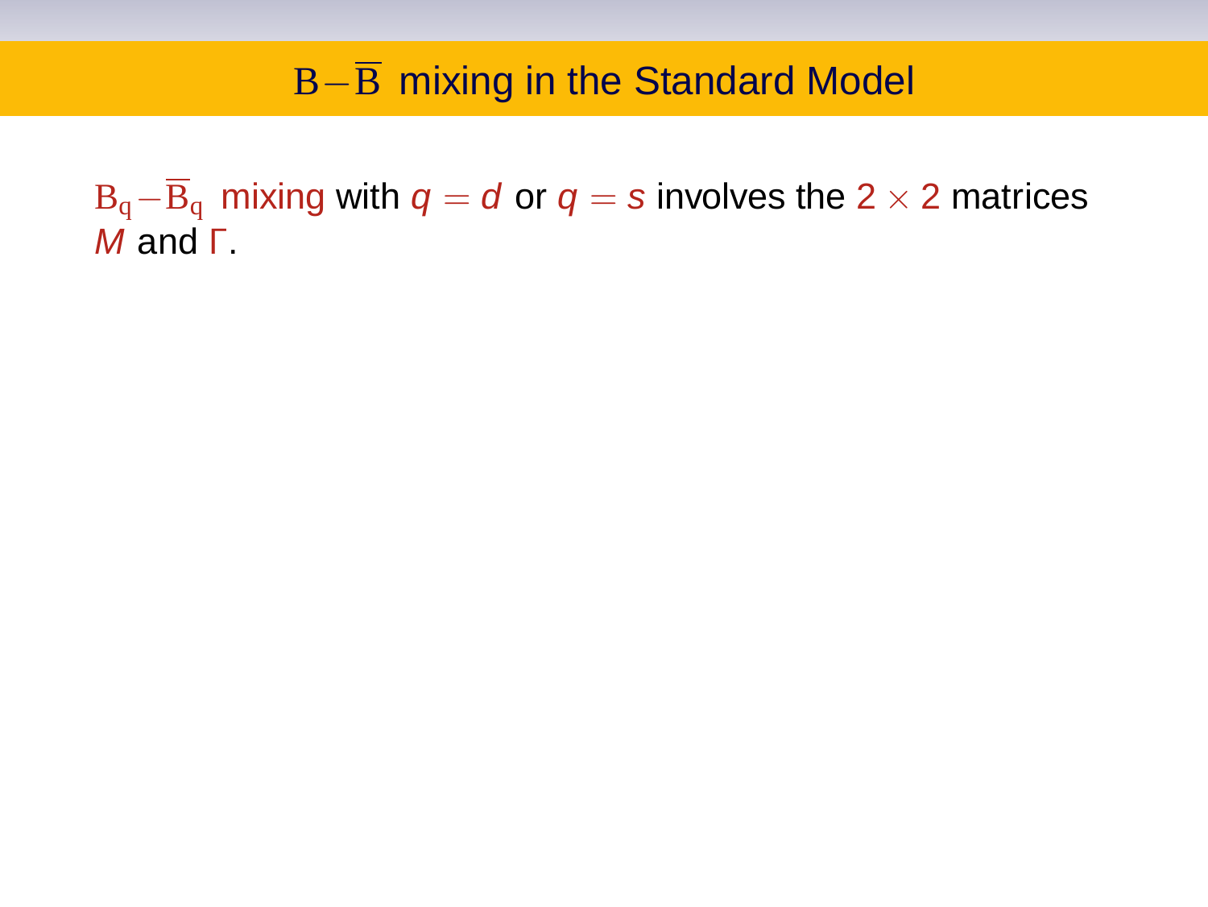# $\mathrm{B}-\overline{\mathrm{B}}$ mixing in the Standard Model

$\mathrm{B_q}-\overline{\mathrm{B}}_\mathrm{q}$ mixing with $q = d$ or $q = s$ involves the $2 \times 2$ matrices $M$ and $\Gamma$.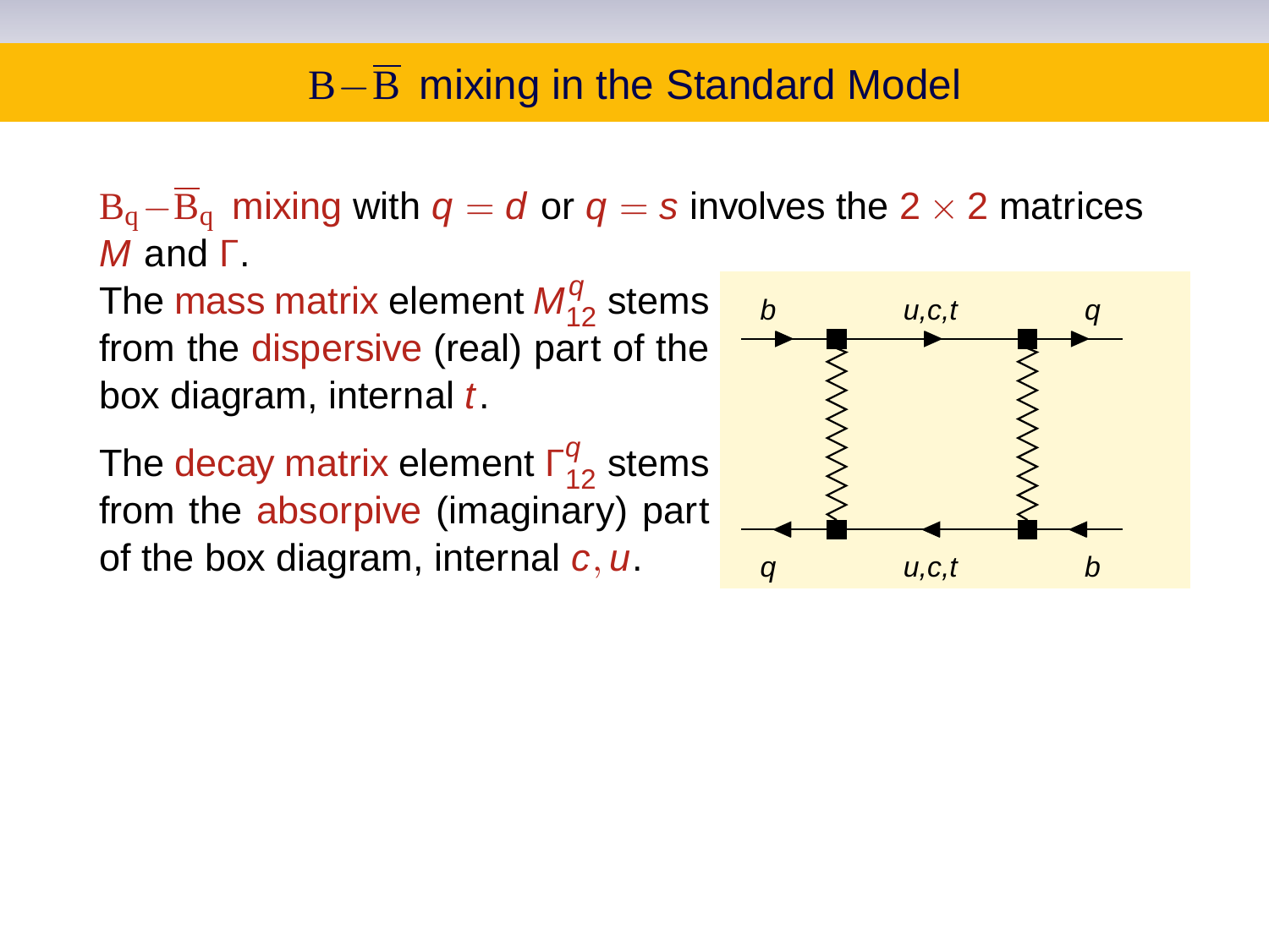# $\mathrm{B}-\overline{\mathrm{B}}$ mixing in the Standard Model

$\mathrm{B_q}-\overline{\mathrm{B}}_\mathrm{q}$ mixing with $q = d$ or $q = s$ involves the $2 \times 2$ matrices $M$ and $\Gamma$.

The mass matrix element $M^q_{12}$ stems from the dispersive (real) part of the box diagram, internal $t$.

The decay matrix element $\Gamma^q_{12}$ stems from the absorpive (imaginary) part of the box diagram, internal $c, u$.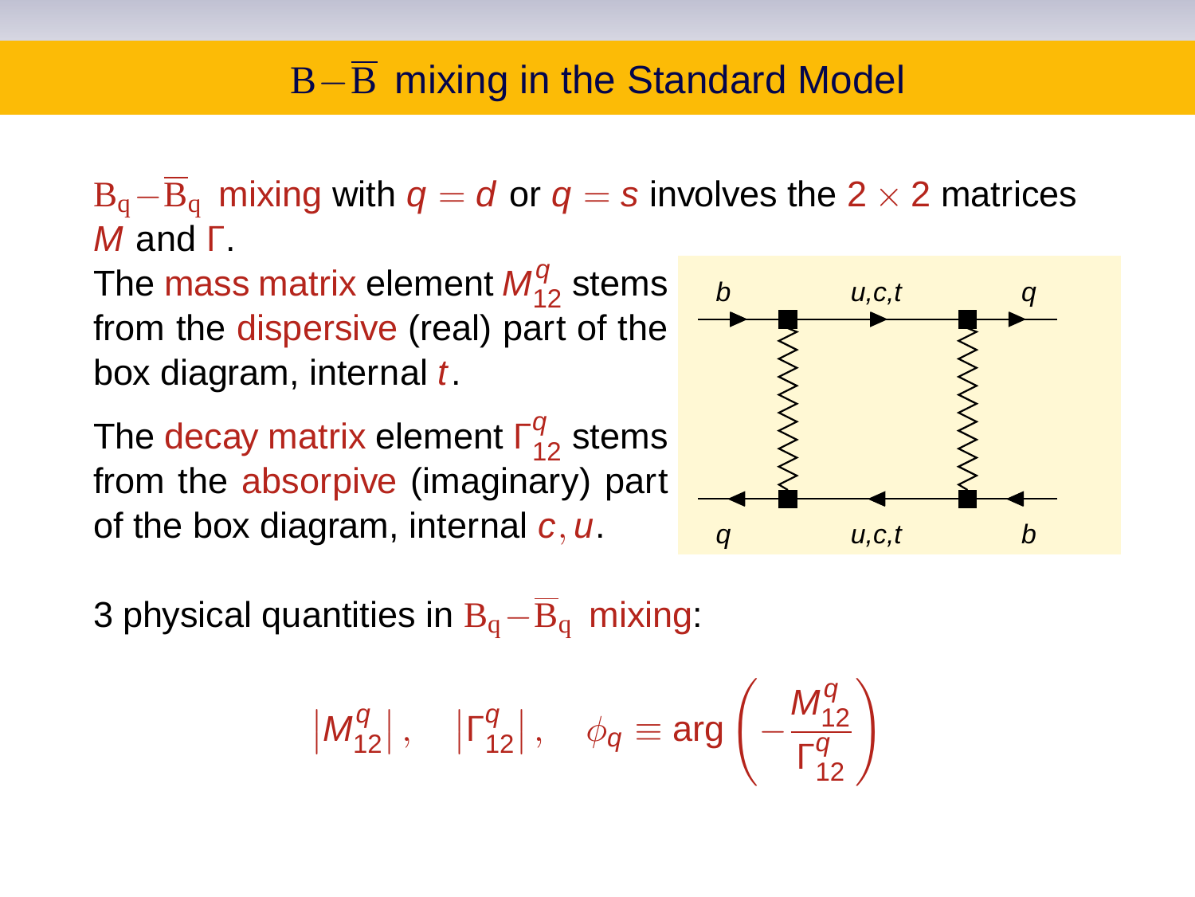# $\mathrm{B}-\overline{\mathrm{B}}$ mixing in the Standard Model

$\mathrm{B_q}-\overline{\mathrm{B}}_\mathrm{q}$ mixing with $q = d$ or $q = s$ involves the $2 \times 2$ matrices $M$ and $\Gamma$.

The mass matrix element $M_{12}^q$ stems from the dispersive (real) part of the box diagram, internal $t$.

The decay matrix element $\Gamma_{12}^q$ stems from the absorpive (imaginary) part of the box diagram, internal $c, u$.

3 physical quantities in $\mathrm{B_q}-\overline{\mathrm{B}}_\mathrm{q}$ mixing:

$$\left|M_{12}^q\right|, \quad \left|\Gamma_{12}^q\right|, \quad \phi_q \equiv \arg\left(-\frac{M_{12}^q}{\Gamma_{12}^q}\right)$$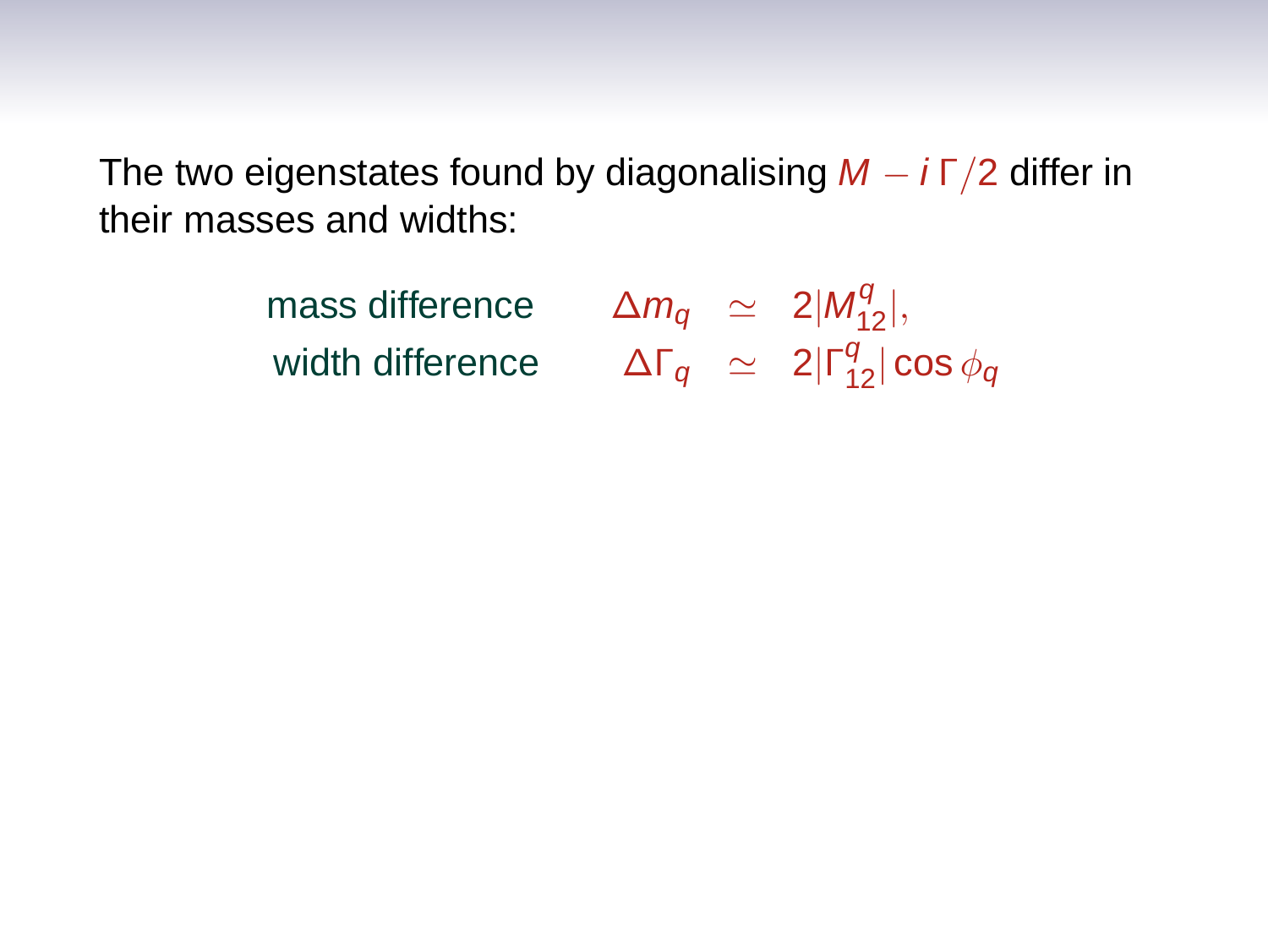The two eigenstates found by diagonalising $M - i\,\Gamma/2$ differ in their masses and widths:

$$
\begin{aligned}
\text{mass difference} \qquad \Delta m_q &\simeq 2|M_{12}^q|, \\
\text{width difference} \qquad \Delta \Gamma_q &\simeq 2|\Gamma_{12}^q| \cos \phi_q
\end{aligned}
$$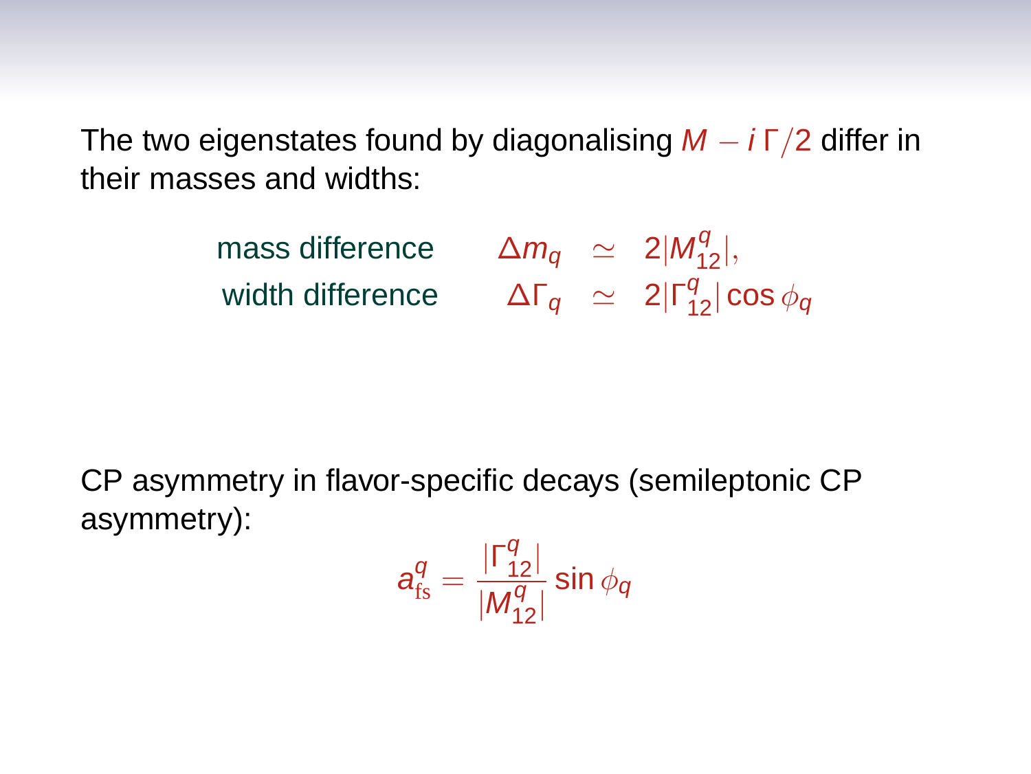The two eigenstates found by diagonalising $M - i\,\Gamma/2$ differ in their masses and widths:

$$
\begin{aligned}
\text{mass difference} \qquad \Delta m_q &\simeq 2|M_{12}^q|, \\
\text{width difference} \qquad \Delta \Gamma_q &\simeq 2|\Gamma_{12}^q| \cos\phi_q
\end{aligned}
$$

CP asymmetry in flavor-specific decays (semileptonic CP asymmetry):

$$
a_{\text{fs}}^q = \frac{|\Gamma_{12}^q|}{|M_{12}^q|} \sin\phi_q
$$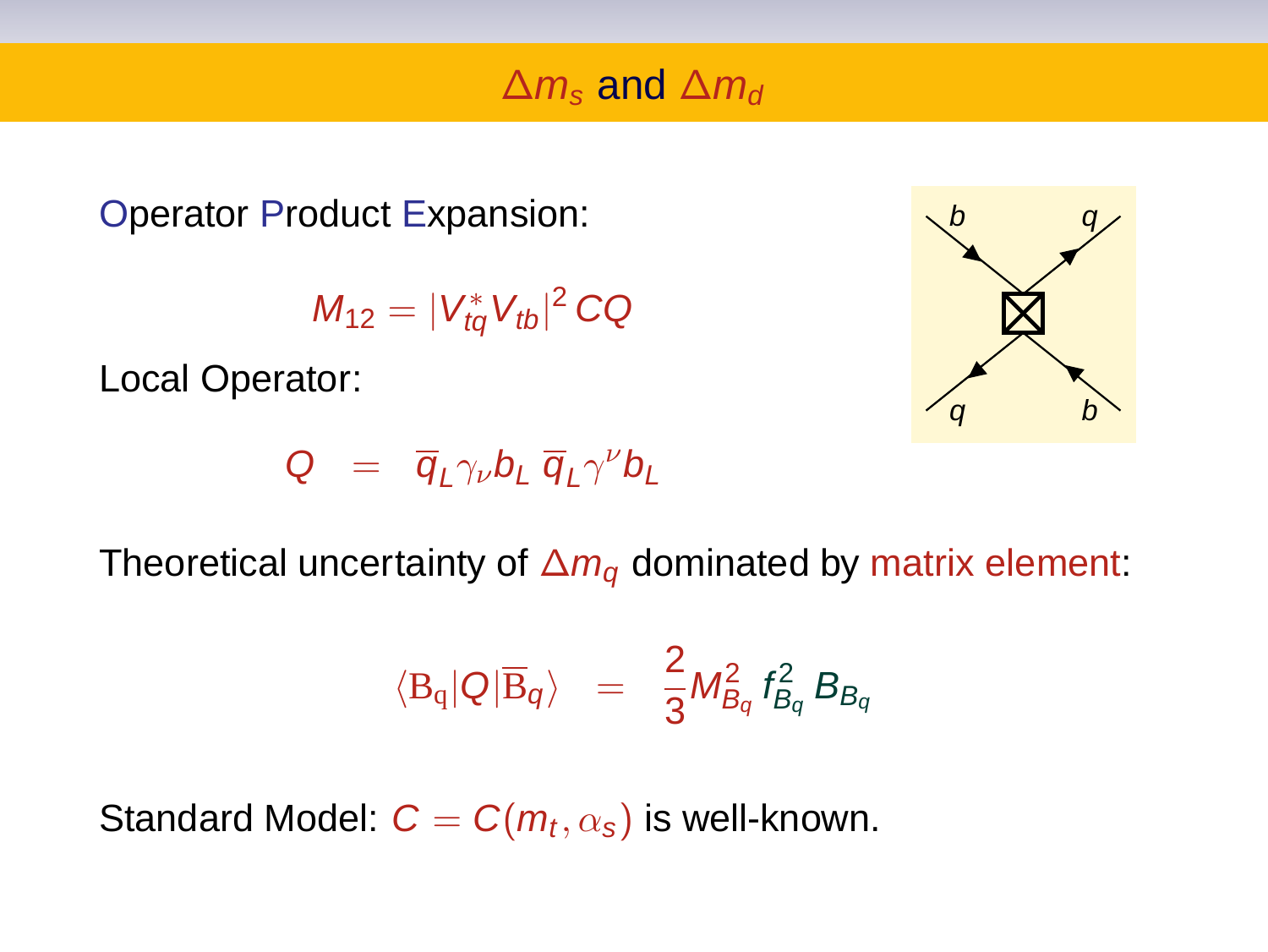# $\Delta m_s$ and $\Delta m_d$

Operator Product Expansion:

$$M_{12} = |V_{tq}^* V_{tb}|^2 \, C Q$$

Local Operator:

$$Q \;\; = \;\; \overline{q}_L \gamma_\nu b_L \; \overline{q}_L \gamma^\nu b_L$$

Theoretical uncertainty of $\Delta m_q$ dominated by matrix element:

$$\langle \mathrm{B_q} | Q | \overline{\mathrm{B}}_q \rangle \;\; = \;\; \frac{2}{3} M_{B_q}^2 \, f_{B_q}^2 \, B_{B_q}$$

Standard Model: $C = C(m_t, \alpha_s)$ is well-known.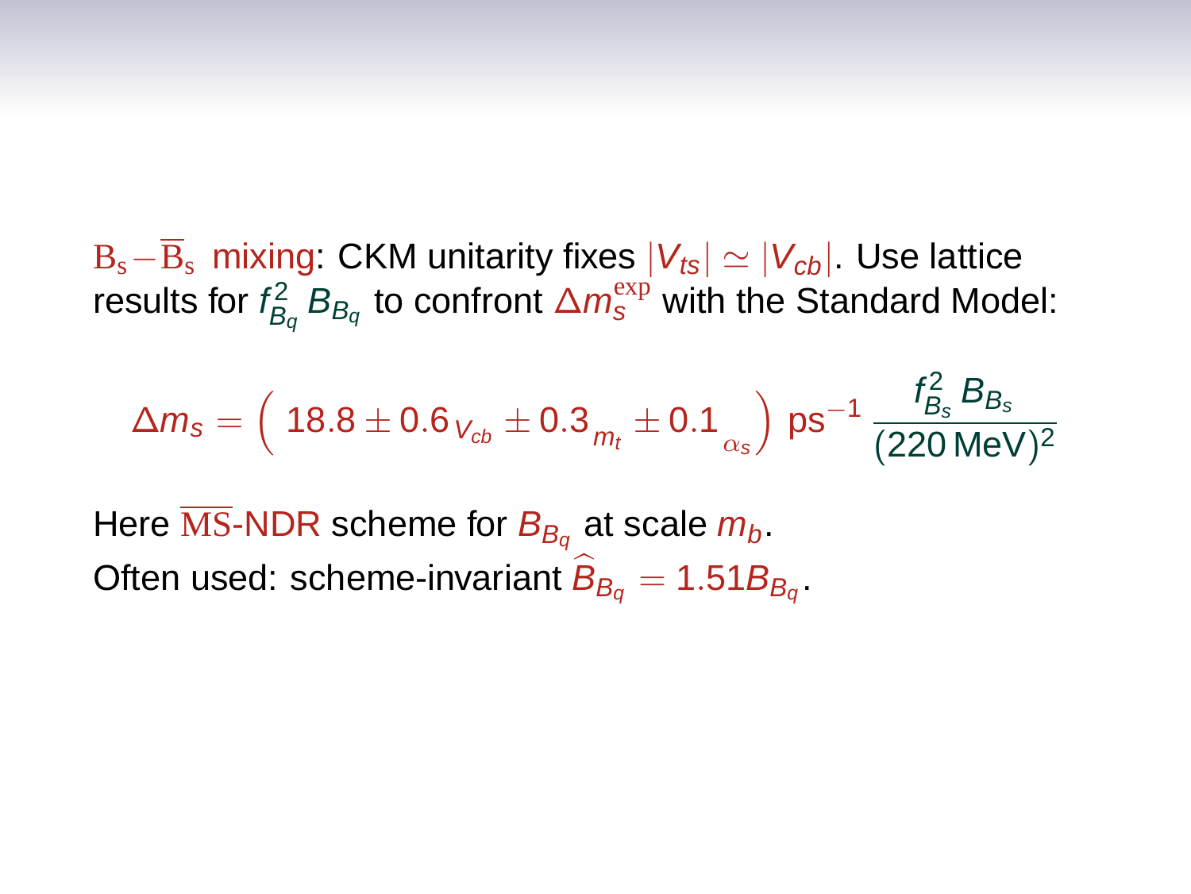$B_s - \overline{B}_s$ mixing: CKM unitarity fixes $|V_{ts}| \simeq |V_{cb}|$. Use lattice results for $f_{B_q}^2 \, B_{B_q}$ to confront $\Delta m_s^{\rm exp}$ with the Standard Model:

$$\Delta m_s = \left( \, 18.8 \pm 0.6_{\,V_{cb}} \pm 0.3_{\,m_t} \pm 0.1_{\,\alpha_s} \right) \, \text{ps}^{-1} \, \frac{f_{B_s}^2 \, B_{B_s}}{(220\,\text{MeV})^2}$$

Here $\overline{\rm MS}$-NDR scheme for $B_{B_q}$ at scale $m_b$.
Often used: scheme-invariant $\widehat{B}_{B_q} = 1.51 B_{B_q}$.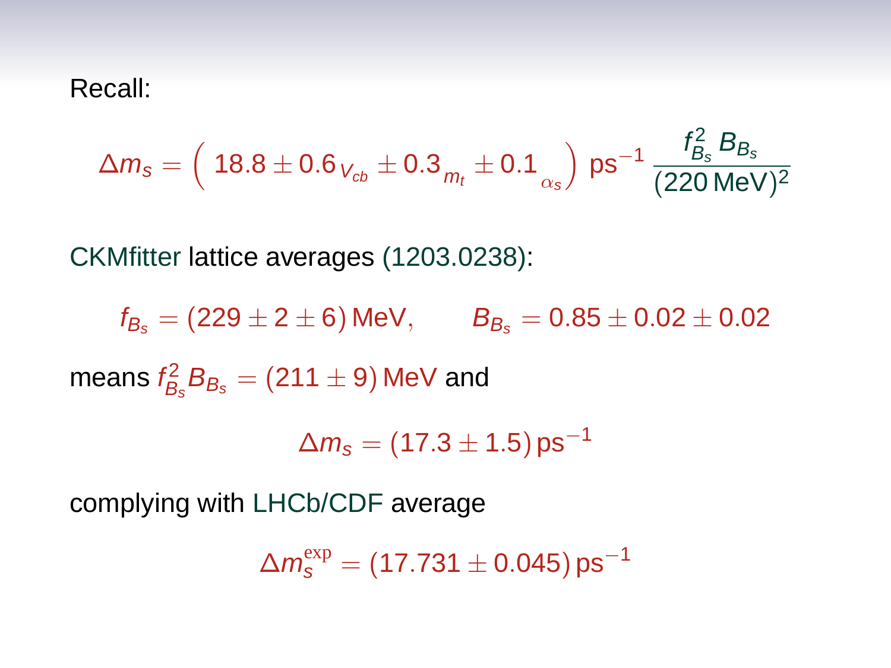Recall:

$$\Delta m_s = \left( 18.8 \pm 0.6_{V_{cb}} \pm 0.3_{m_t} \pm 0.1_{\alpha_s} \right) \text{ps}^{-1} \frac{f_{B_s}^2 B_{B_s}}{(220\,\text{MeV})^2}$$

CKMfitter lattice averages (1203.0238):

$$f_{B_s} = (229 \pm 2 \pm 6)\,\text{MeV}, \qquad B_{B_s} = 0.85 \pm 0.02 \pm 0.02$$

means $f_{B_s}^2 B_{B_s} = (211 \pm 9)\,\text{MeV}$ and

$$\Delta m_s = (17.3 \pm 1.5)\,\text{ps}^{-1}$$

complying with LHCb/CDF average

$$\Delta m_s^{\text{exp}} = (17.731 \pm 0.045)\,\text{ps}^{-1}$$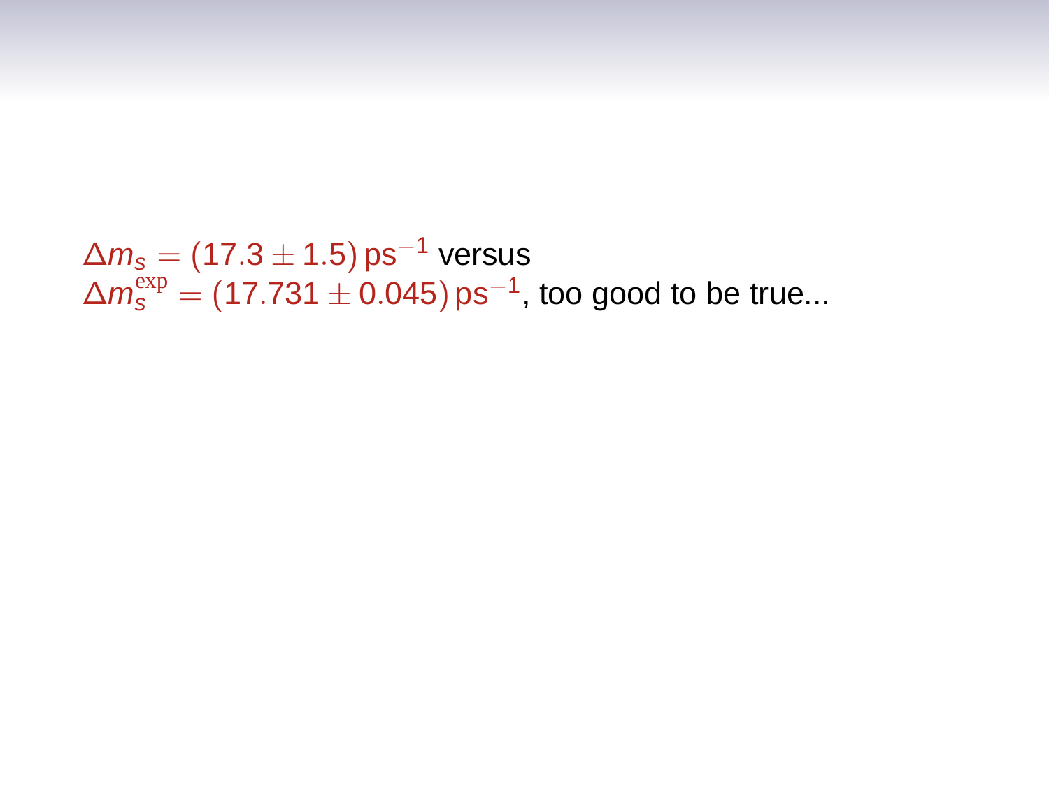$\Delta m_s = (17.3 \pm 1.5)\,\mathrm{ps}^{-1}$ versus
$\Delta m_s^{\mathrm{exp}} = (17.731 \pm 0.045)\,\mathrm{ps}^{-1}$, too good to be true...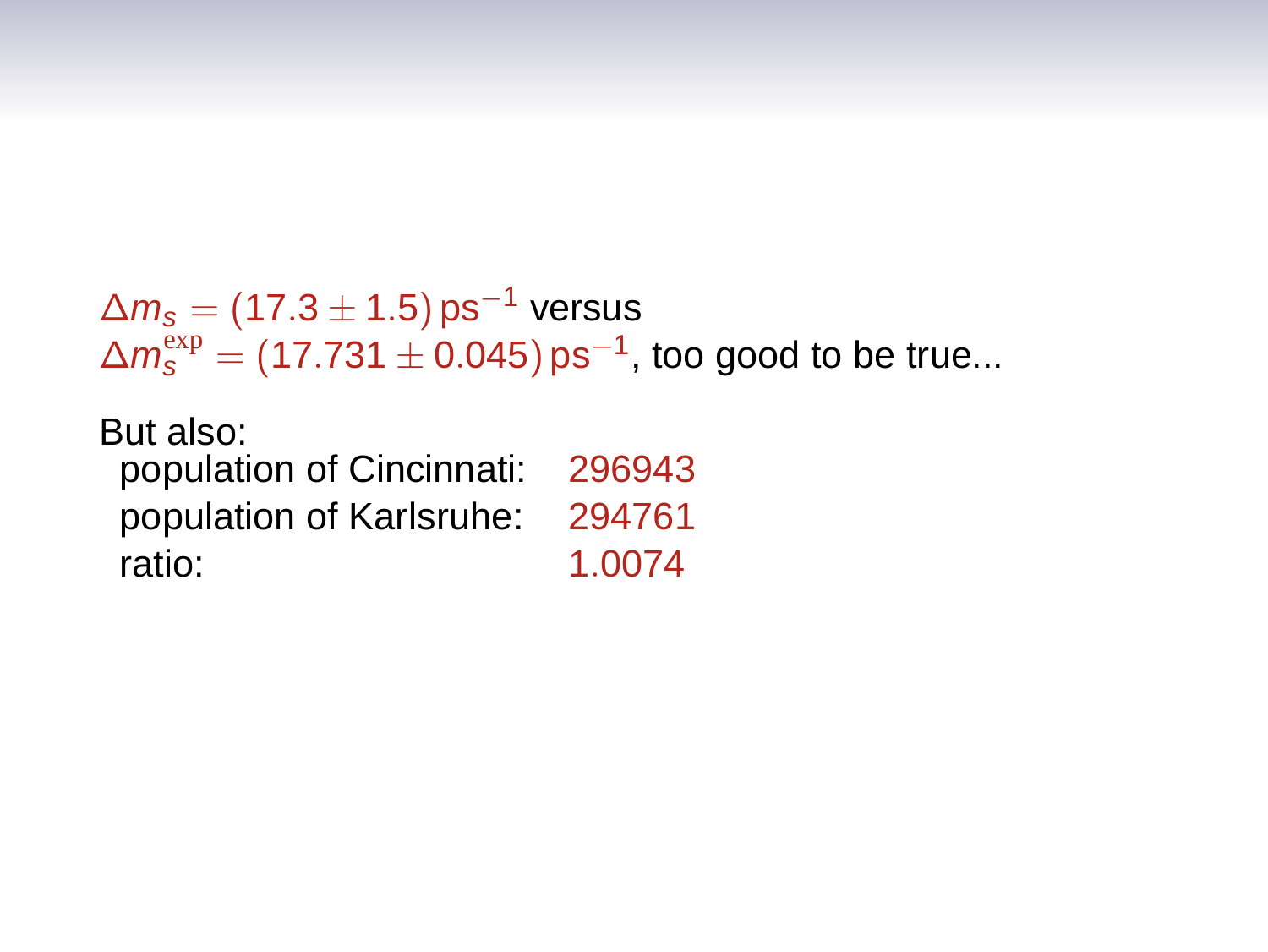$\Delta m_s = (17.3 \pm 1.5)\,\text{ps}^{-1}$ versus
$\Delta m_s^{\text{exp}} = (17.731 \pm 0.045)\,\text{ps}^{-1}$, too good to be true...

But also:

| | |
|---|---|
| population of Cincinnati: | 296943 |
| population of Karlsruhe: | 294761 |
| ratio: | 1.0074 |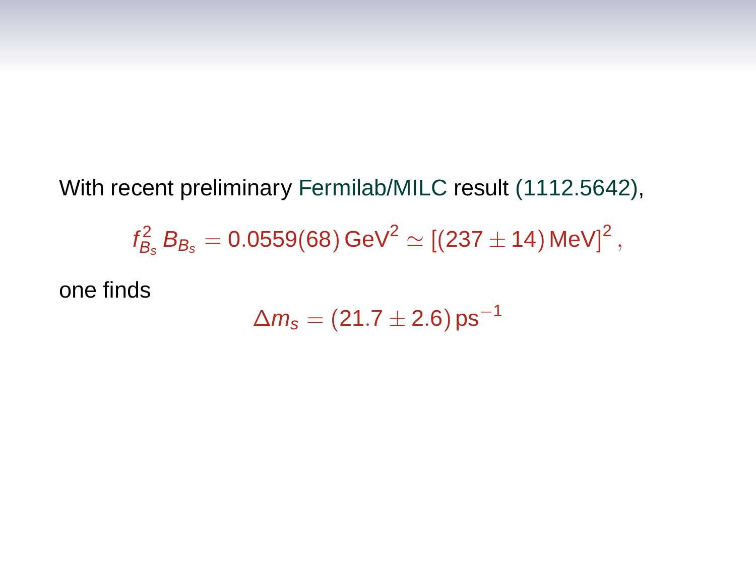With recent preliminary Fermilab/MILC result (1112.5642),

$$f_{B_s}^2 \, B_{B_s} = 0.0559(68)\,\text{GeV}^2 \simeq [(237 \pm 14)\,\text{MeV}]^2 \,,$$

one finds

$$\Delta m_s = (21.7 \pm 2.6)\,\text{ps}^{-1}$$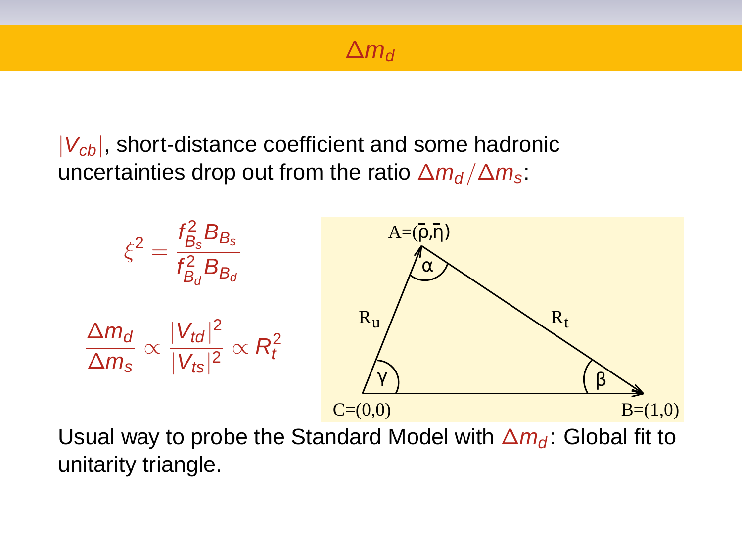# $\Delta m_d$

$|V_{cb}|$, short-distance coefficient and some hadronic uncertainties drop out from the ratio $\Delta m_d / \Delta m_s$:

$$\xi^2 = \frac{f_{B_s}^2 B_{B_s}}{f_{B_d}^2 B_{B_d}}$$

$$\frac{\Delta m_d}{\Delta m_s} \propto \frac{|V_{td}|^2}{|V_{ts}|^2} \propto R_t^2$$

A=($\bar{\rho}$,$\bar{\eta}$)

α

$R_u$

$R_t$

γ

β

C=(0,0)

B=(1,0)

Usual way to probe the Standard Model with $\Delta m_d$: Global fit to unitarity triangle.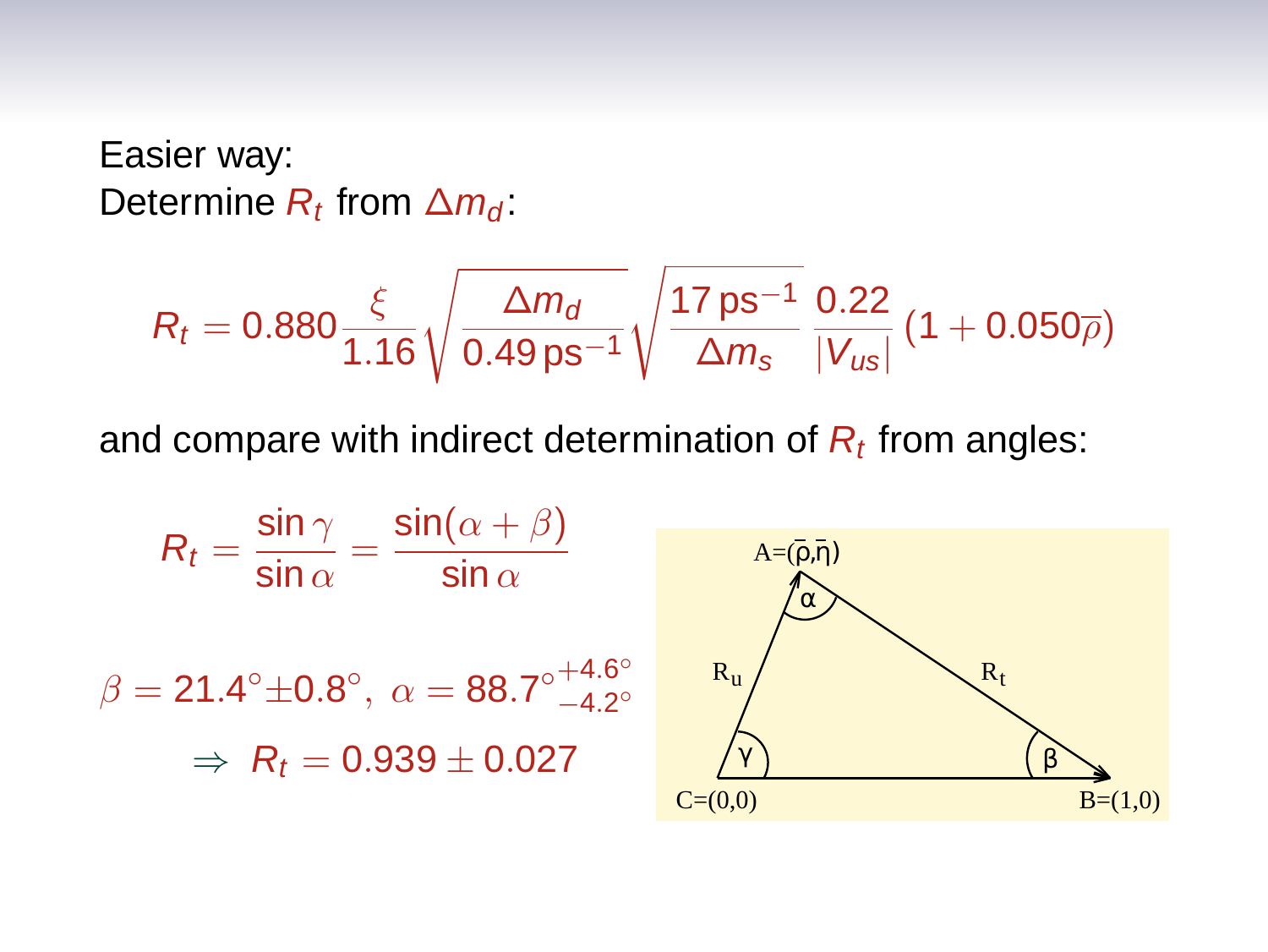Easier way:
Determine $R_t$ from $\Delta m_d$:

$$R_t = 0.880 \frac{\xi}{1.16} \sqrt{\frac{\Delta m_d}{0.49\,\text{ps}^{-1}}} \sqrt{\frac{17\,\text{ps}^{-1}}{\Delta m_s}} \frac{0.22}{|V_{us}|} (1 + 0.050\overline{\rho})$$

and compare with indirect determination of $R_t$ from angles:

$$R_t = \frac{\sin\gamma}{\sin\alpha} = \frac{\sin(\alpha+\beta)}{\sin\alpha}$$

$$\beta = 21.4^\circ \pm 0.8^\circ, \;\; \alpha = 88.7^{\circ}{}^{+4.6^\circ}_{-4.2^\circ}$$

$$\Rightarrow \;\; R_t = 0.939 \pm 0.027$$

A=($\bar{\rho}$,$\bar{\eta}$)

α

$R_u$

$R_t$

γ

β

C=(0,0)

B=(1,0)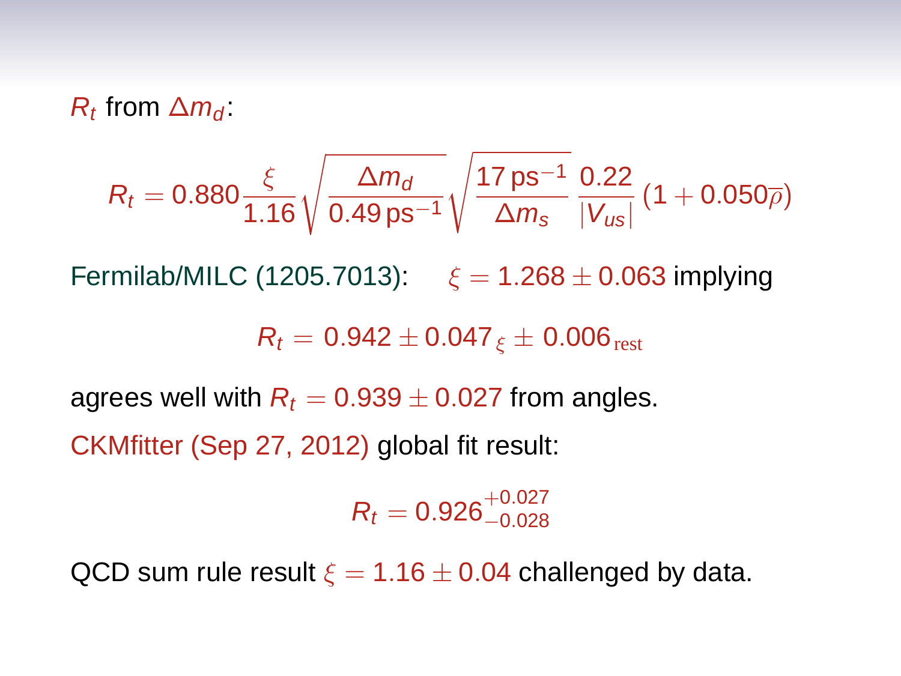$R_t$ from $\Delta m_d$:

$$R_t = 0.880 \frac{\xi}{1.16} \sqrt{\frac{\Delta m_d}{0.49\,\mathrm{ps}^{-1}}} \sqrt{\frac{17\,\mathrm{ps}^{-1}}{\Delta m_s}} \frac{0.22}{|V_{us}|} (1 + 0.050\overline{\rho})$$

Fermilab/MILC (1205.7013): $\xi = 1.268 \pm 0.063$ implying

$$R_t = 0.942 \pm 0.047_{\xi} \pm 0.006_{\text{rest}}$$

agrees well with $R_t = 0.939 \pm 0.027$ from angles.

CKMfitter (Sep 27, 2012) global fit result:

$$R_t = 0.926^{+0.027}_{-0.028}$$

QCD sum rule result $\xi = 1.16 \pm 0.04$ challenged by data.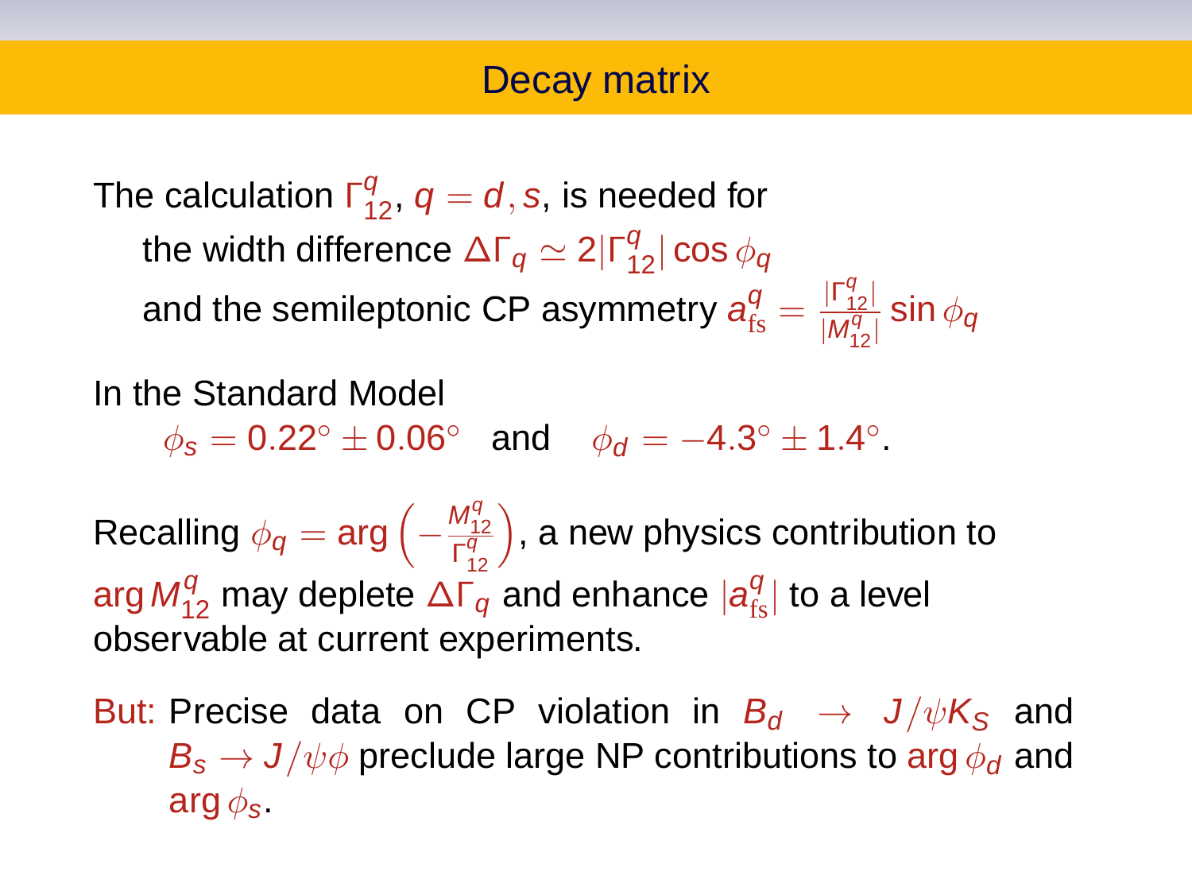# Decay matrix

The calculation $\Gamma_{12}^q$, $q = d, s$, is needed for

the width difference $\Delta\Gamma_q \simeq 2|\Gamma_{12}^q| \cos\phi_q$

and the semileptonic CP asymmetry $a_{\rm fs}^q = \frac{|\Gamma_{12}^q|}{|M_{12}^q|} \sin\phi_q$

In the Standard Model

$$\phi_s = 0.22^\circ \pm 0.06^\circ \quad \text{and} \quad \phi_d = -4.3^\circ \pm 1.4^\circ.$$

Recalling $\phi_q = \arg\left(-\frac{M_{12}^q}{\Gamma_{12}^q}\right)$, a new physics contribution to $\arg M_{12}^q$ may deplete $\Delta\Gamma_q$ and enhance $|a_{\rm fs}^q|$ to a level observable at current experiments.

But: Precise data on CP violation in $B_d \to J/\psi K_S$ and $B_s \to J/\psi\phi$ preclude large NP contributions to $\arg\phi_d$ and $\arg\phi_s$.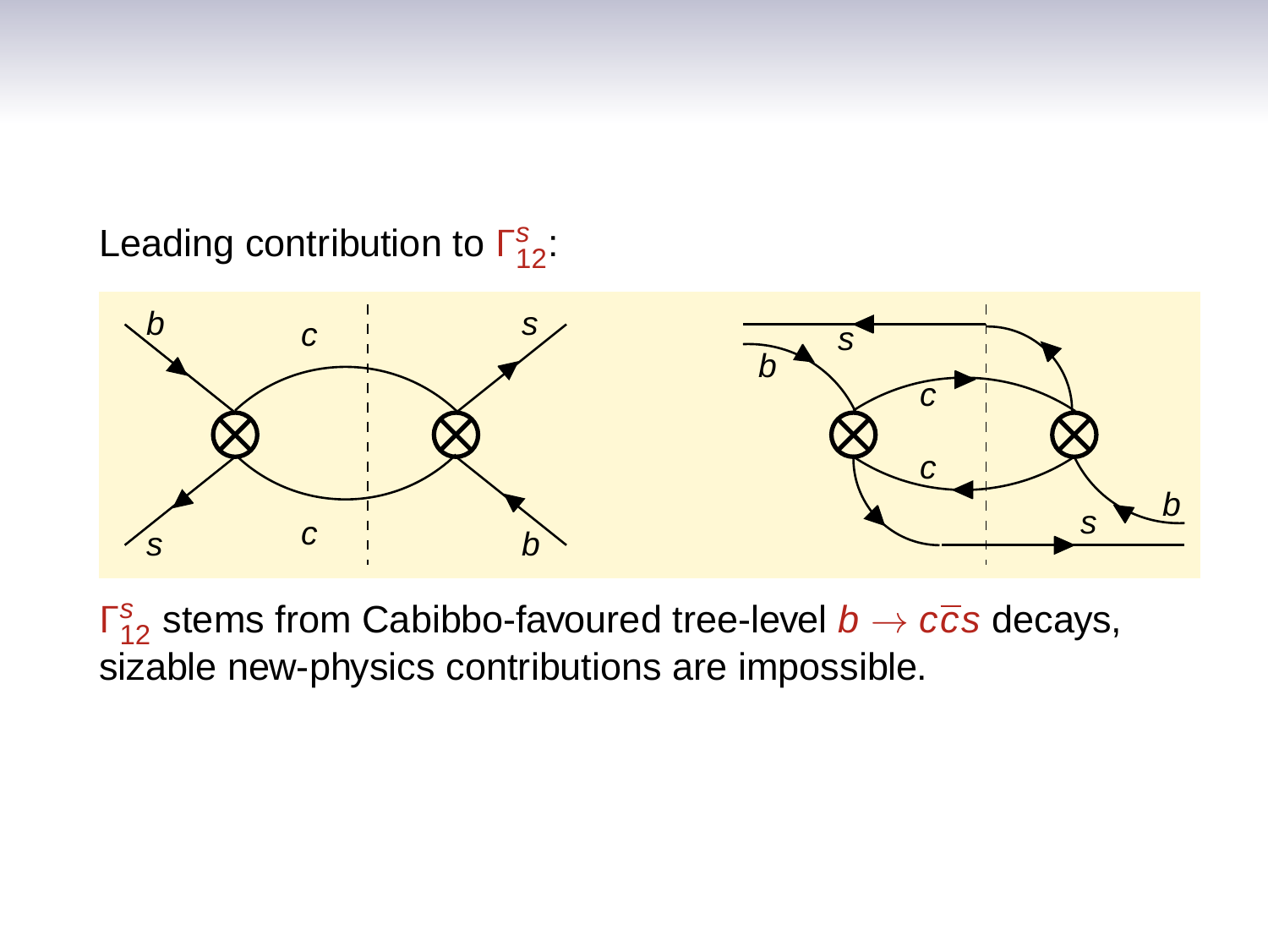Leading contribution to $\Gamma_{12}^{s}$:

$\Gamma_{12}^{s}$ stems from Cabibbo-favoured tree-level $b \to c\bar{c}s$ decays, sizable new-physics contributions are impossible.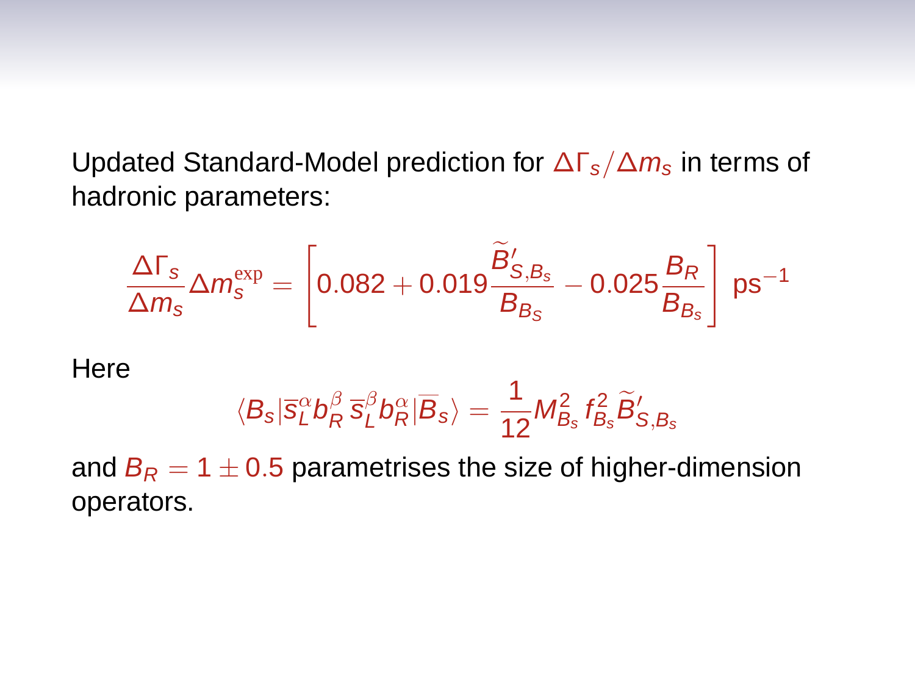Updated Standard-Model prediction for $\Delta\Gamma_s/\Delta m_s$ in terms of hadronic parameters:

$$\frac{\Delta\Gamma_s}{\Delta m_s}\Delta m_s^{\rm exp} = \left[0.082 + 0.019\frac{\widetilde{B}'_{S,B_s}}{B_{B_s}} - 0.025\frac{B_R}{B_{B_s}}\right]\,\mathrm{ps}^{-1}$$

Here

$$\langle B_s|\overline{s}_L^\alpha b_R^\beta\,\overline{s}_L^\beta b_R^\alpha|\overline{B}_s\rangle = \frac{1}{12}M_{B_s}^2\,f_{B_s}^2\,\widetilde{B}'_{S,B_s}$$

and $B_R = 1 \pm 0.5$ parametrises the size of higher-dimension operators.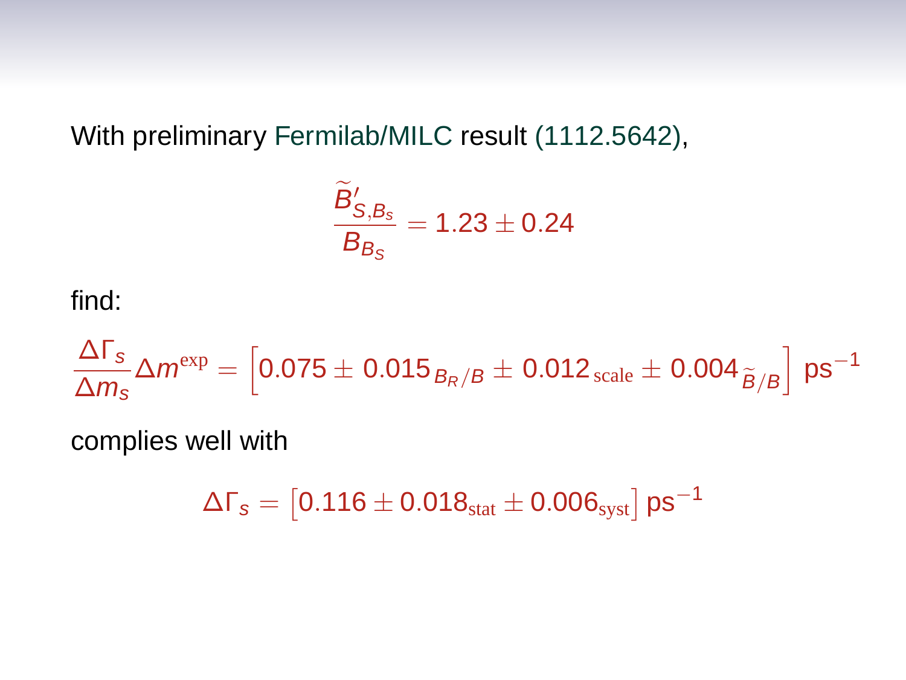With preliminary Fermilab/MILC result (1112.5642),

$$\frac{\widetilde{B}'_{S,B_s}}{B_{B_s}} = 1.23 \pm 0.24$$

find:

$$\frac{\Delta\Gamma_s}{\Delta m_s}\Delta m^{\text{exp}} = \left[0.075 \pm 0.015_{B_R/B} \pm 0.012_{\text{scale}} \pm 0.004_{\widetilde{B}/B}\right] \text{ps}^{-1}$$

complies well with

$$\Delta\Gamma_s = \left[0.116 \pm 0.018_{\text{stat}} \pm 0.006_{\text{syst}}\right] \text{ps}^{-1}$$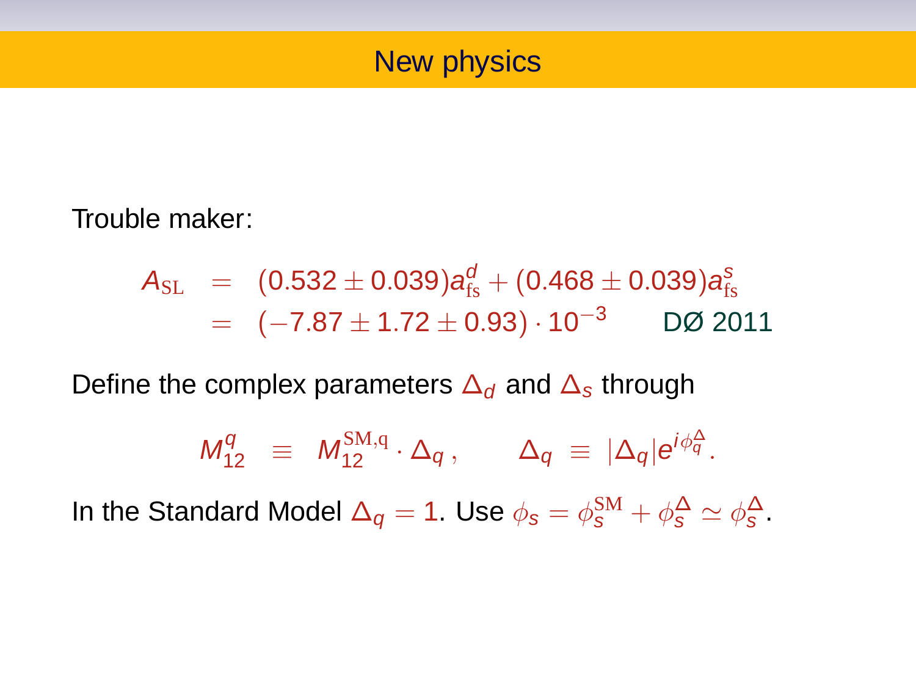# New physics

Trouble maker:

$$
\begin{aligned}
A_{\rm SL} &= (0.532 \pm 0.039) a_{\rm fs}^d + (0.468 \pm 0.039) a_{\rm fs}^s \\
&= (-7.87 \pm 1.72 \pm 0.93) \cdot 10^{-3} \qquad \text{DØ 2011}
\end{aligned}
$$

Define the complex parameters $\Delta_d$ and $\Delta_s$ through

$$
M_{12}^q \equiv M_{12}^{\rm SM,q} \cdot \Delta_q \,, \qquad \Delta_q \equiv |\Delta_q| e^{i\phi_q^\Delta} .
$$

In the Standard Model $\Delta_q = 1$. Use $\phi_s = \phi_s^{\rm SM} + \phi_s^\Delta \simeq \phi_s^\Delta$.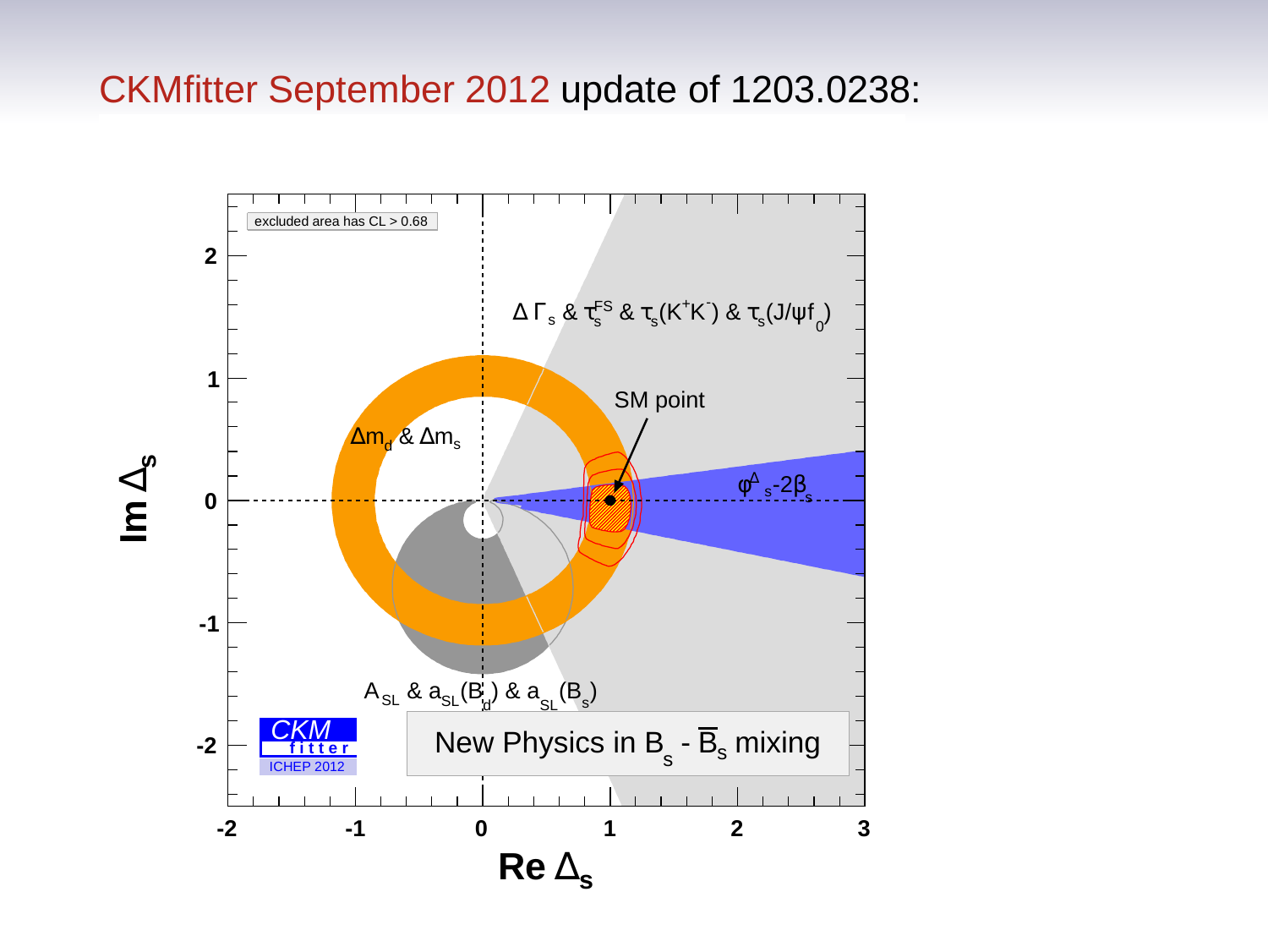# CKMfitter September 2012 update of 1203.0238:

excluded area has CL > 0.68

$\Delta\Gamma_s$ & $\tau_s^{FS}$ & $\tau_s(K^+K^-)$ & $\tau_s(J/\psi f_0)$

SM point

$\Delta m_d$ & $\Delta m_s$

$\phi^{\Delta}_s - 2\beta_s$

$A_{SL}$ & $a_{SL}(B_d)$ & $a_{SL}(B_s)$

New Physics in $B_s$ - $\overline{B}_s$ mixing

CKM fitter ICHEP 2012

Im $\Delta_s$

Re $\Delta_s$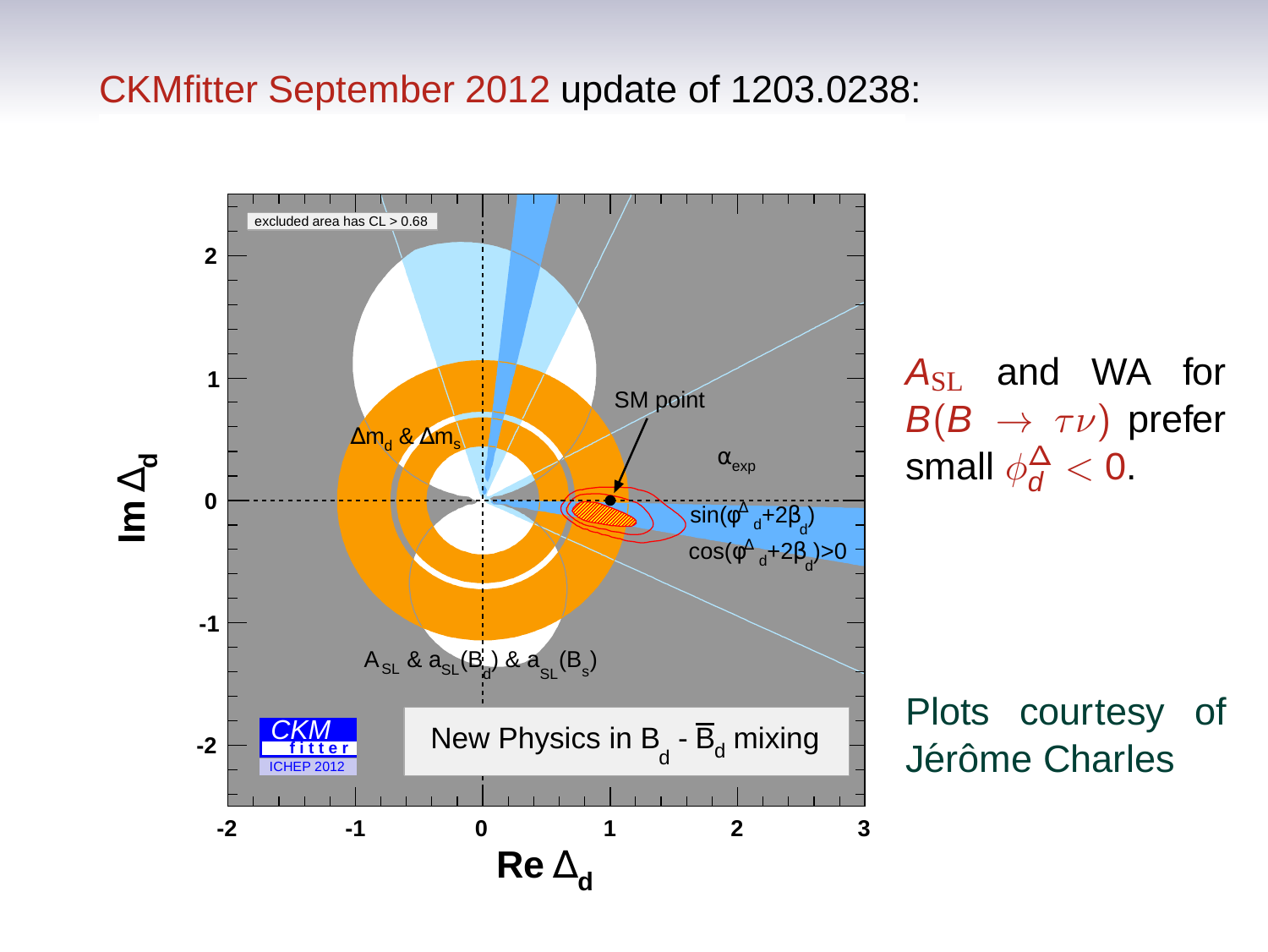# CKMfitter September 2012 update of 1203.0238:

$A_{\rm SL}$ and WA for $B(B \to \tau\nu)$ prefer small $\phi_d^\Delta < 0$.

Plots courtesy of Jérôme Charles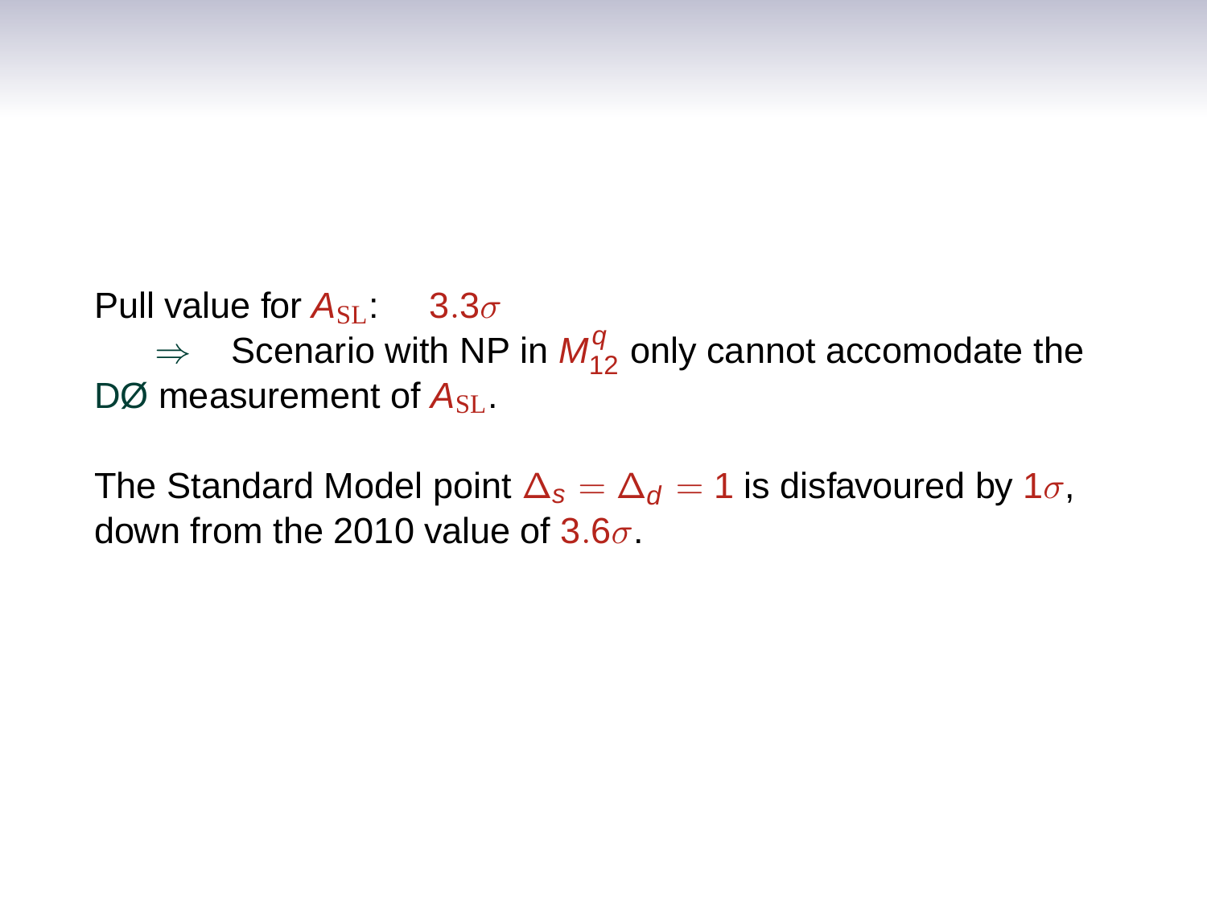Pull value for $A_{\mathrm{SL}}$: $3.3\sigma$

$\Rightarrow$ Scenario with NP in $M_{12}^q$ only cannot accomodate the DØ measurement of $A_{\mathrm{SL}}$.

The Standard Model point $\Delta_s = \Delta_d = 1$ is disfavoured by $1\sigma$, down from the 2010 value of $3.6\sigma$.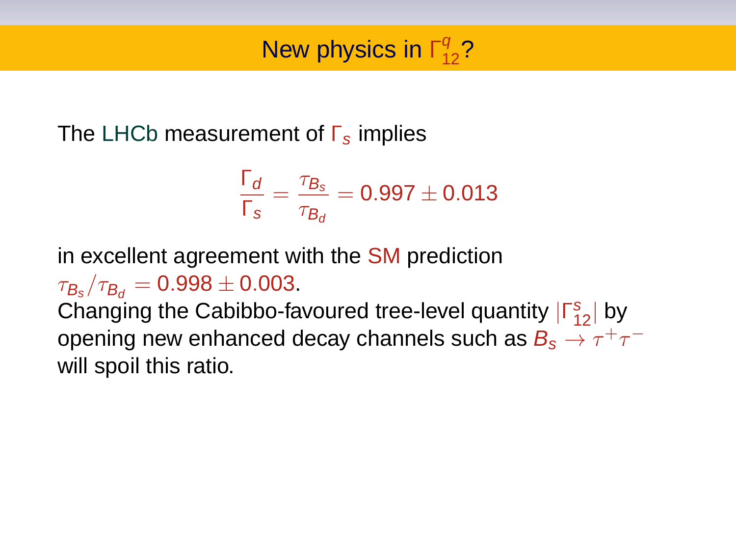# New physics in $\Gamma_{12}^q$?

The LHCb measurement of $\Gamma_s$ implies

$$\frac{\Gamma_d}{\Gamma_s} = \frac{\tau_{B_s}}{\tau_{B_d}} = 0.997 \pm 0.013$$

in excellent agreement with the SM prediction
$\tau_{B_s}/\tau_{B_d} = 0.998 \pm 0.003$.
Changing the Cabibbo-favoured tree-level quantity $|\Gamma_{12}^s|$ by opening new enhanced decay channels such as $B_s \to \tau^+\tau^-$ will spoil this ratio.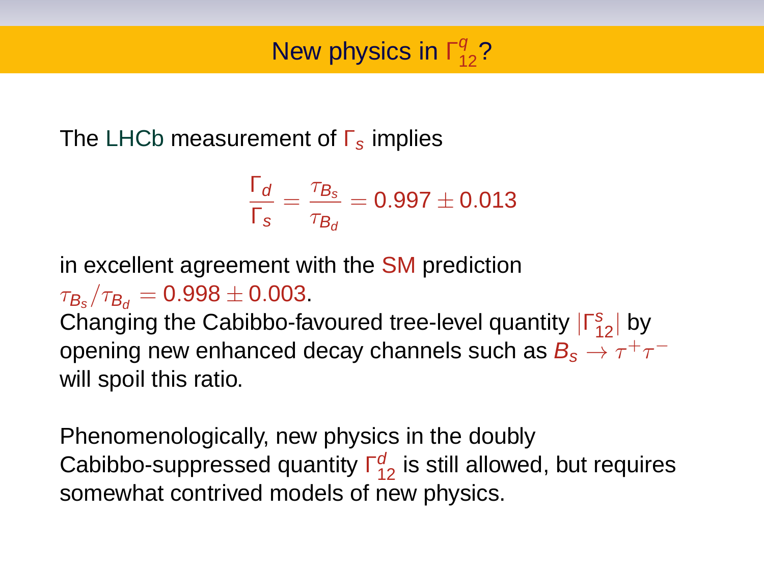# New physics in $\Gamma_{12}^q$?

The LHCb measurement of $\Gamma_s$ implies

$$\frac{\Gamma_d}{\Gamma_s} = \frac{\tau_{B_s}}{\tau_{B_d}} = 0.997 \pm 0.013$$

in excellent agreement with the SM prediction $\tau_{B_s}/\tau_{B_d} = 0.998 \pm 0.003$.
Changing the Cabibbo-favoured tree-level quantity $|\Gamma_{12}^s|$ by opening new enhanced decay channels such as $B_s \to \tau^+\tau^-$ will spoil this ratio.

Phenomenologically, new physics in the doubly Cabibbo-suppressed quantity $\Gamma_{12}^d$ is still allowed, but requires somewhat contrived models of new physics.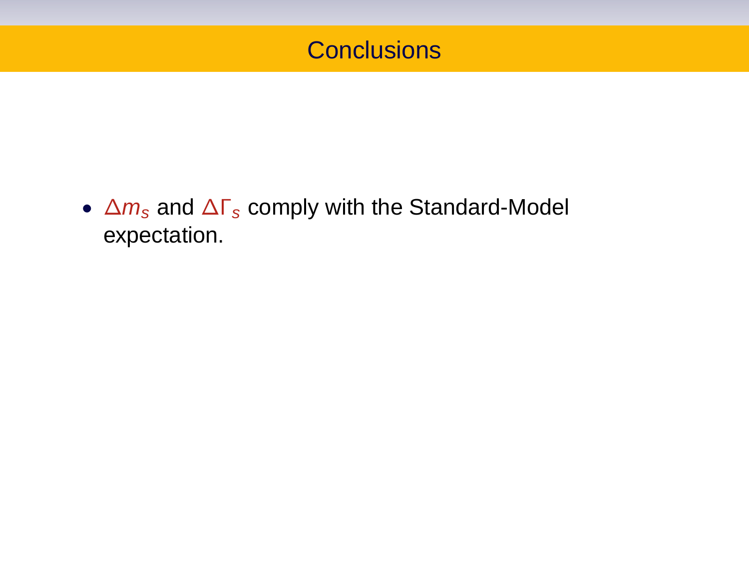# Conclusions

- $\Delta m_s$ and $\Delta\Gamma_s$ comply with the Standard-Model expectation.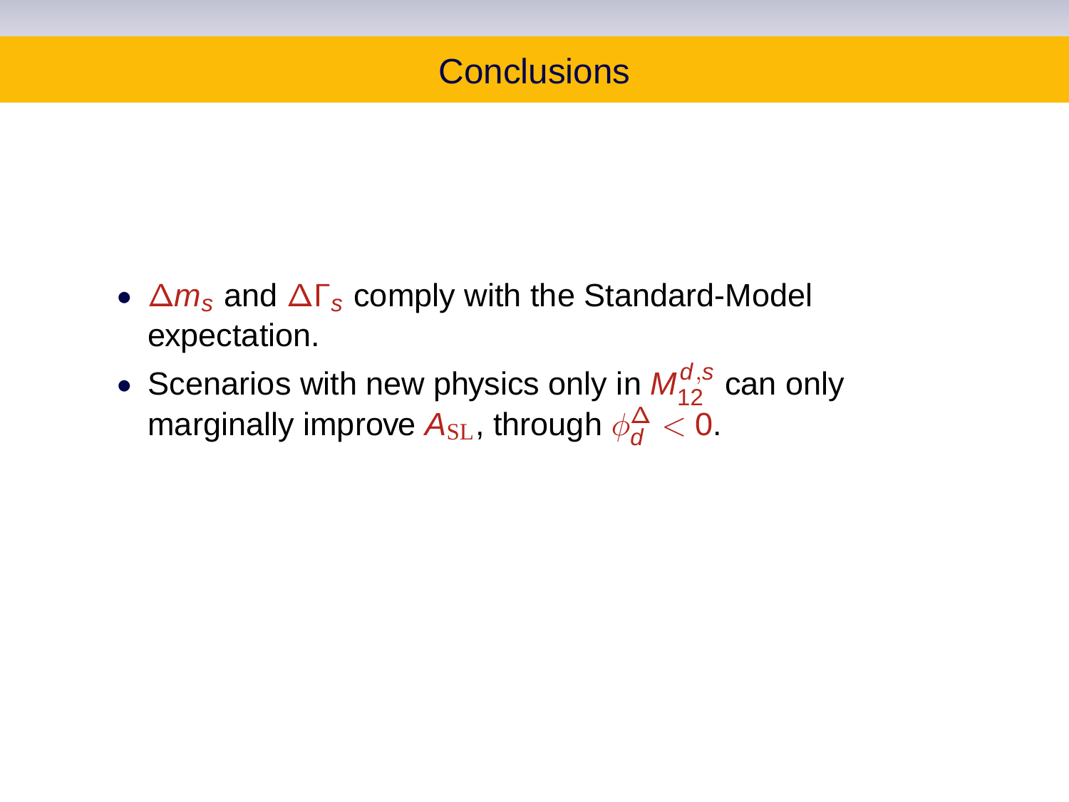# Conclusions

- $\Delta m_s$ and $\Delta\Gamma_s$ comply with the Standard-Model expectation.
- Scenarios with new physics only in $M_{12}^{d,s}$ can only marginally improve $A_{\rm SL}$, through $\phi_d^\Delta < 0$.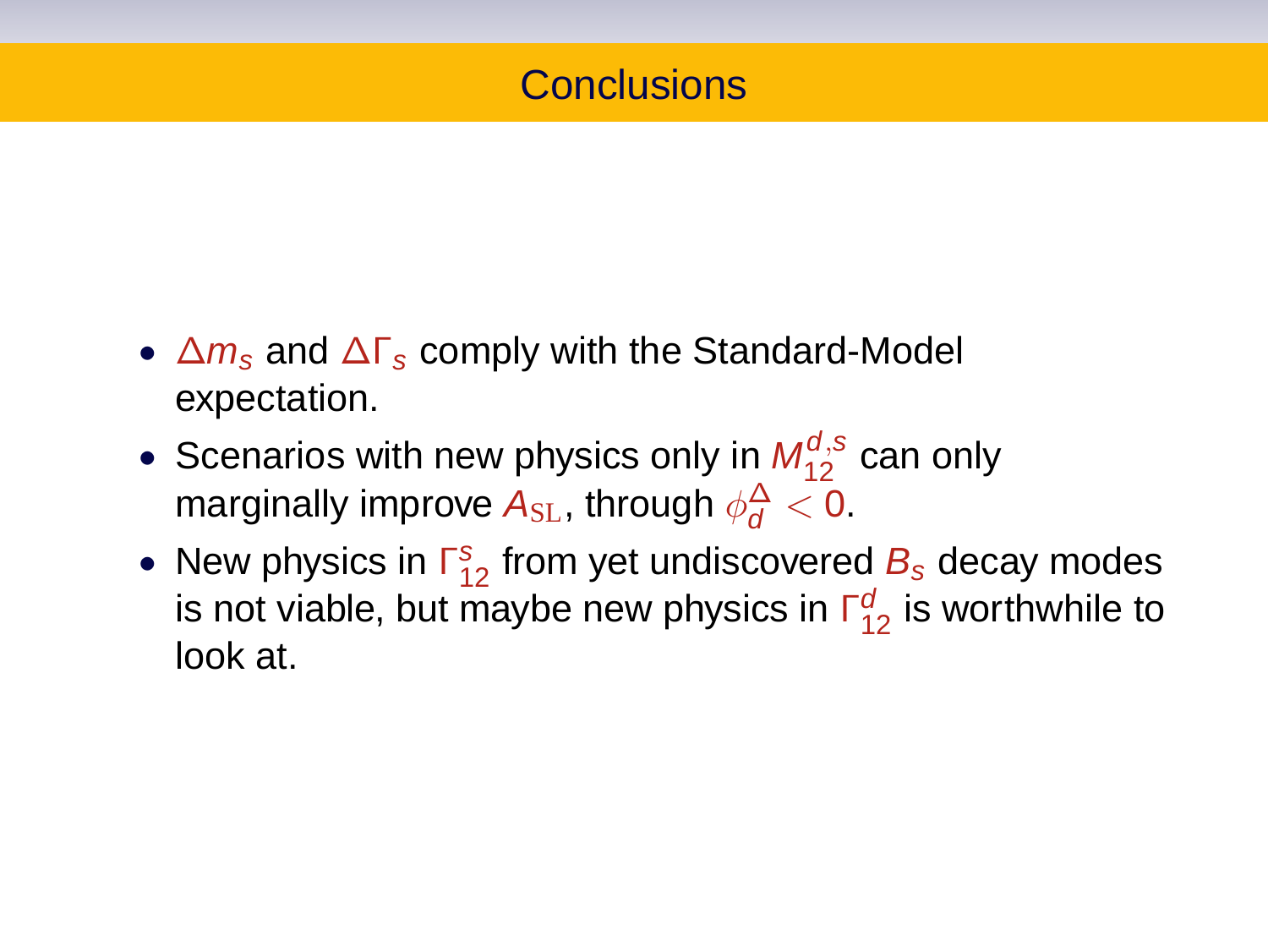# Conclusions

- $\Delta m_s$ and $\Delta\Gamma_s$ comply with the Standard-Model expectation.
- Scenarios with new physics only in $M_{12}^{d,s}$ can only marginally improve $A_{\mathrm{SL}}$, through $\phi_d^{\Delta} < 0$.
- New physics in $\Gamma_{12}^{s}$ from yet undiscovered $B_s$ decay modes is not viable, but maybe new physics in $\Gamma_{12}^{d}$ is worthwhile to look at.